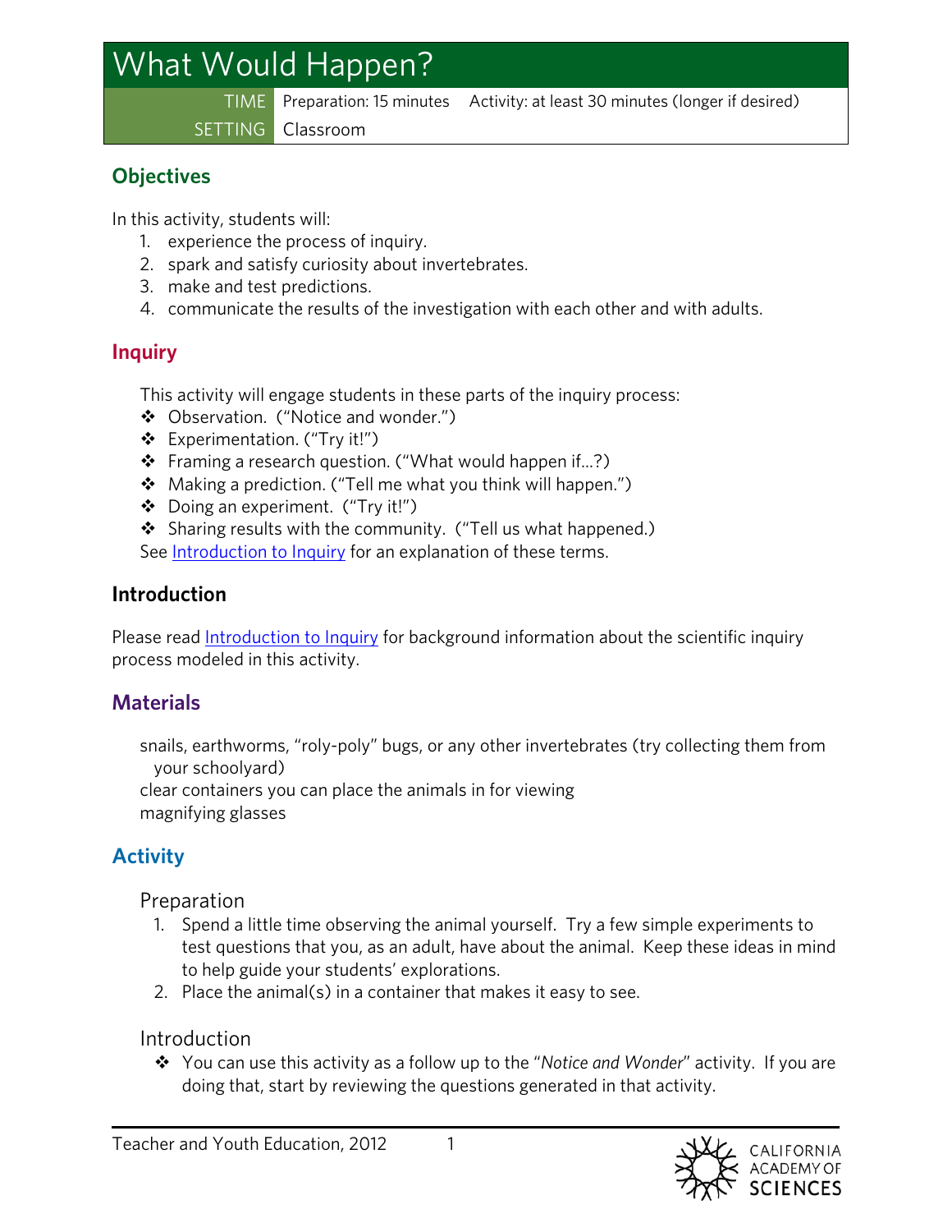# What Would Happen?

| TIME | Preparation: 15 minutes Activity: at least 30 minutes (longer if desired) |
| --- | --- |
| SETTING | Classroom |

## Objectives

In this activity, students will:

1. experience the process of inquiry.
2. spark and satisfy curiosity about invertebrates.
3. make and test predictions.
4. communicate the results of the investigation with each other and with adults.

## Inquiry

This activity will engage students in these parts of the inquiry process:

- Observation. ("Notice and wonder.")
- Experimentation. ("Try it!")
- Framing a research question. ("What would happen if…?)
- Making a prediction. ("Tell me what you think will happen.")
- Doing an experiment. ("Try it!")
- Sharing results with the community. ("Tell us what happened.)

See Introduction to Inquiry for an explanation of these terms.

## Introduction

Please read Introduction to Inquiry for background information about the scientific inquiry process modeled in this activity.

## Materials

snails, earthworms, "roly-poly" bugs, or any other invertebrates (try collecting them from your schoolyard)
clear containers you can place the animals in for viewing
magnifying glasses

## Activity

### Preparation

1. Spend a little time observing the animal yourself. Try a few simple experiments to test questions that you, as an adult, have about the animal. Keep these ideas in mind to help guide your students' explorations.
2. Place the animal(s) in a container that makes it easy to see.

### Introduction

- You can use this activity as a follow up to the "*Notice and Wonder*" activity. If you are doing that, start by reviewing the questions generated in that activity.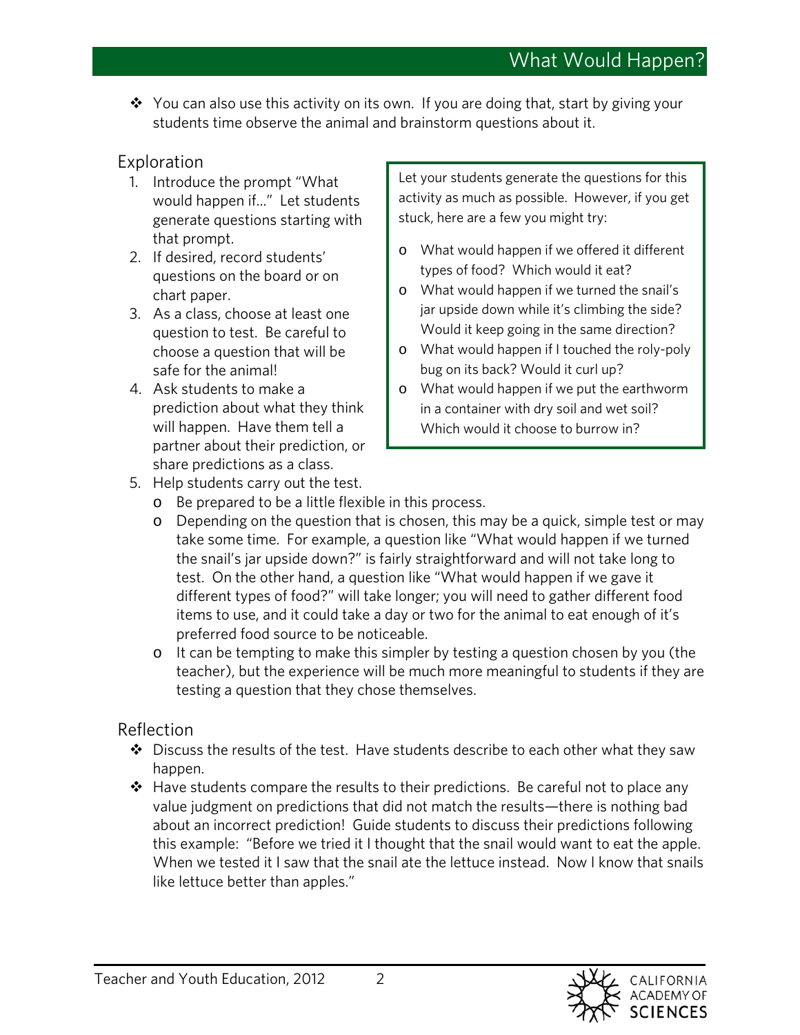- You can also use this activity on its own. If you are doing that, start by giving your students time observe the animal and brainstorm questions about it.

## Exploration

1. Introduce the prompt "What would happen if…" Let students generate questions starting with that prompt.
2. If desired, record students' questions on the board or on chart paper.
3. As a class, choose at least one question to test. Be careful to choose a question that will be safe for the animal!
4. Ask students to make a prediction about what they think will happen. Have them tell a partner about their prediction, or share predictions as a class.
5. Help students carry out the test.
   - Be prepared to be a little flexible in this process.
   - Depending on the question that is chosen, this may be a quick, simple test or may take some time. For example, a question like "What would happen if we turned the snail's jar upside down?" is fairly straightforward and will not take long to test. On the other hand, a question like "What would happen if we gave it different types of food?" will take longer; you will need to gather different food items to use, and it could take a day or two for the animal to eat enough of it's preferred food source to be noticeable.
   - It can be tempting to make this simpler by testing a question chosen by you (the teacher), but the experience will be much more meaningful to students if they are testing a question that they chose themselves.

> Let your students generate the questions for this activity as much as possible. However, if you get stuck, here are a few you might try:
>
> - What would happen if we offered it different types of food? Which would it eat?
> - What would happen if we turned the snail's jar upside down while it's climbing the side? Would it keep going in the same direction?
> - What would happen if I touched the roly-poly bug on its back? Would it curl up?
> - What would happen if we put the earthworm in a container with dry soil and wet soil? Which would it choose to burrow in?

## Reflection

- Discuss the results of the test. Have students describe to each other what they saw happen.
- Have students compare the results to their predictions. Be careful not to place any value judgment on predictions that did not match the results—there is nothing bad about an incorrect prediction! Guide students to discuss their predictions following this example: "Before we tried it I thought that the snail would want to eat the apple. When we tested it I saw that the snail ate the lettuce instead. Now I know that snails like lettuce better than apples."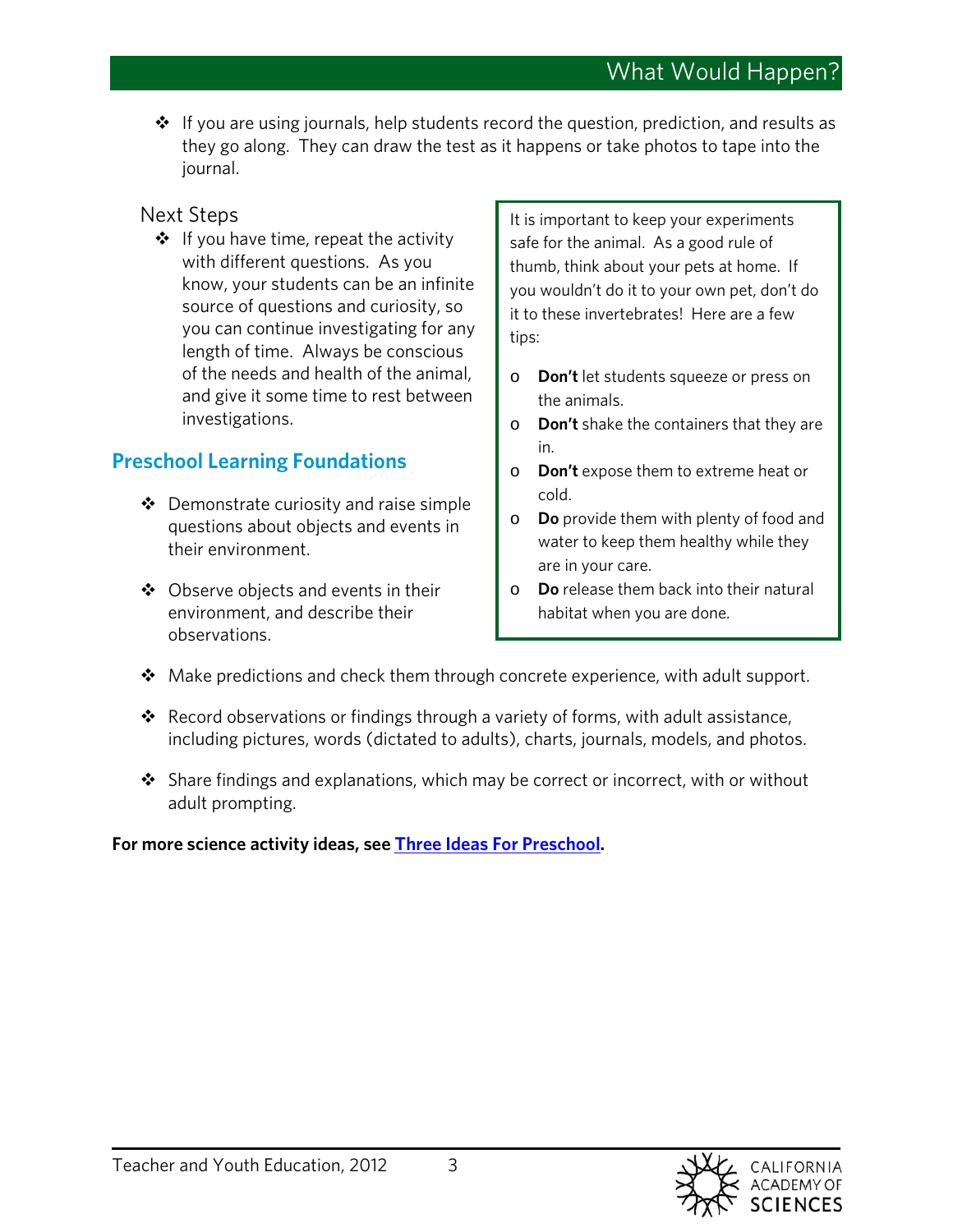- If you are using journals, help students record the question, prediction, and results as they go along. They can draw the test as it happens or take photos to tape into the journal.

### Next Steps

- If you have time, repeat the activity with different questions. As you know, your students can be an infinite source of questions and curiosity, so you can continue investigating for any length of time. Always be conscious of the needs and health of the animal, and give it some time to rest between investigations.

It is important to keep your experiments safe for the animal. As a good rule of thumb, think about your pets at home. If you wouldn't do it to your own pet, don't do it to these invertebrates! Here are a few tips:

- **Don't** let students squeeze or press on the animals.
- **Don't** shake the containers that they are in.
- **Don't** expose them to extreme heat or cold.
- **Do** provide them with plenty of food and water to keep them healthy while they are in your care.
- **Do** release them back into their natural habitat when you are done.

## Preschool Learning Foundations

- Demonstrate curiosity and raise simple questions about objects and events in their environment.
- Observe objects and events in their environment, and describe their observations.
- Make predictions and check them through concrete experience, with adult support.
- Record observations or findings through a variety of forms, with adult assistance, including pictures, words (dictated to adults), charts, journals, models, and photos.
- Share findings and explanations, which may be correct or incorrect, with or without adult prompting.

**For more science activity ideas, see Three Ideas For Preschool.**